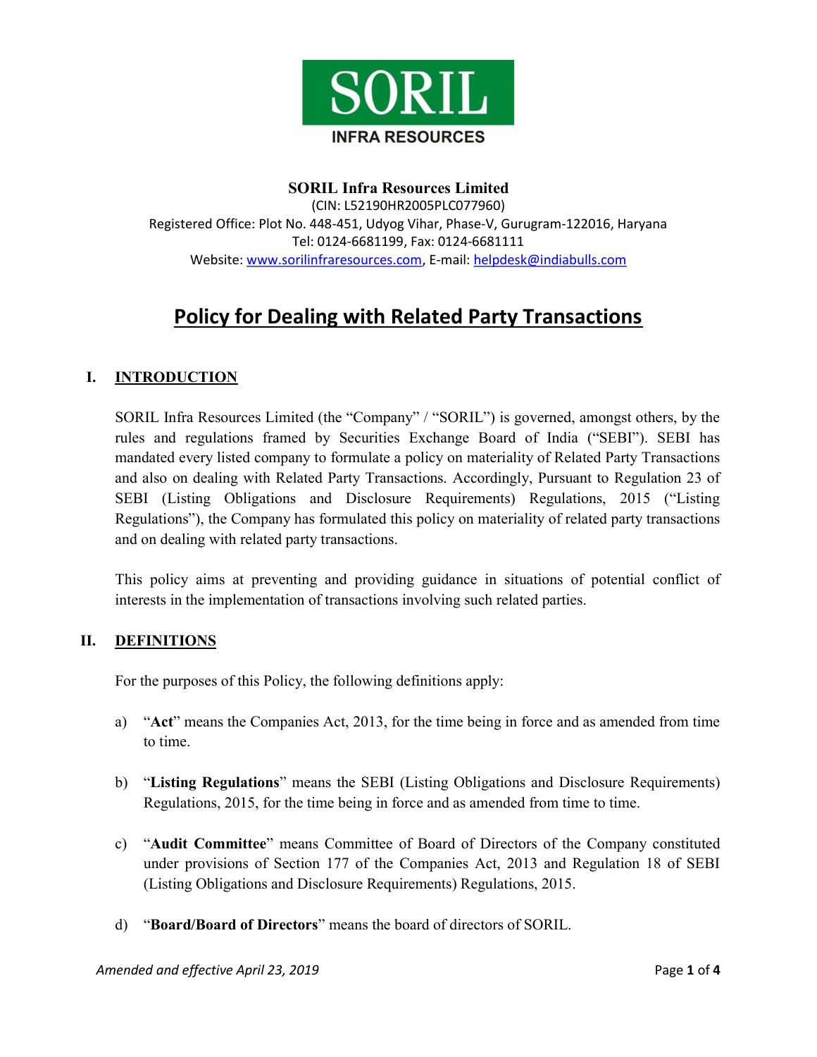SORIL
INFRA RESOURCES

**SORIL Infra Resources Limited**
(CIN: L52190HR2005PLC077960)
Registered Office: Plot No. 448-451, Udyog Vihar, Phase-V, Gurugram-122016, Haryana
Tel: 0124-6681199, Fax: 0124-6681111
Website: www.sorilinfraresources.com, E-mail: helpdesk@indiabulls.com

# Policy for Dealing with Related Party Transactions

## I. INTRODUCTION

SORIL Infra Resources Limited (the "Company" / "SORIL") is governed, amongst others, by the rules and regulations framed by Securities Exchange Board of India ("SEBI"). SEBI has mandated every listed company to formulate a policy on materiality of Related Party Transactions and also on dealing with Related Party Transactions. Accordingly, Pursuant to Regulation 23 of SEBI (Listing Obligations and Disclosure Requirements) Regulations, 2015 ("Listing Regulations"), the Company has formulated this policy on materiality of related party transactions and on dealing with related party transactions.

This policy aims at preventing and providing guidance in situations of potential conflict of interests in the implementation of transactions involving such related parties.

## II. DEFINITIONS

For the purposes of this Policy, the following definitions apply:

a) "**Act**" means the Companies Act, 2013, for the time being in force and as amended from time to time.

b) "**Listing Regulations**" means the SEBI (Listing Obligations and Disclosure Requirements) Regulations, 2015, for the time being in force and as amended from time to time.

c) "**Audit Committee**" means Committee of Board of Directors of the Company constituted under provisions of Section 177 of the Companies Act, 2013 and Regulation 18 of SEBI (Listing Obligations and Disclosure Requirements) Regulations, 2015.

d) "**Board/Board of Directors**" means the board of directors of SORIL.

*Amended and effective April 23, 2019*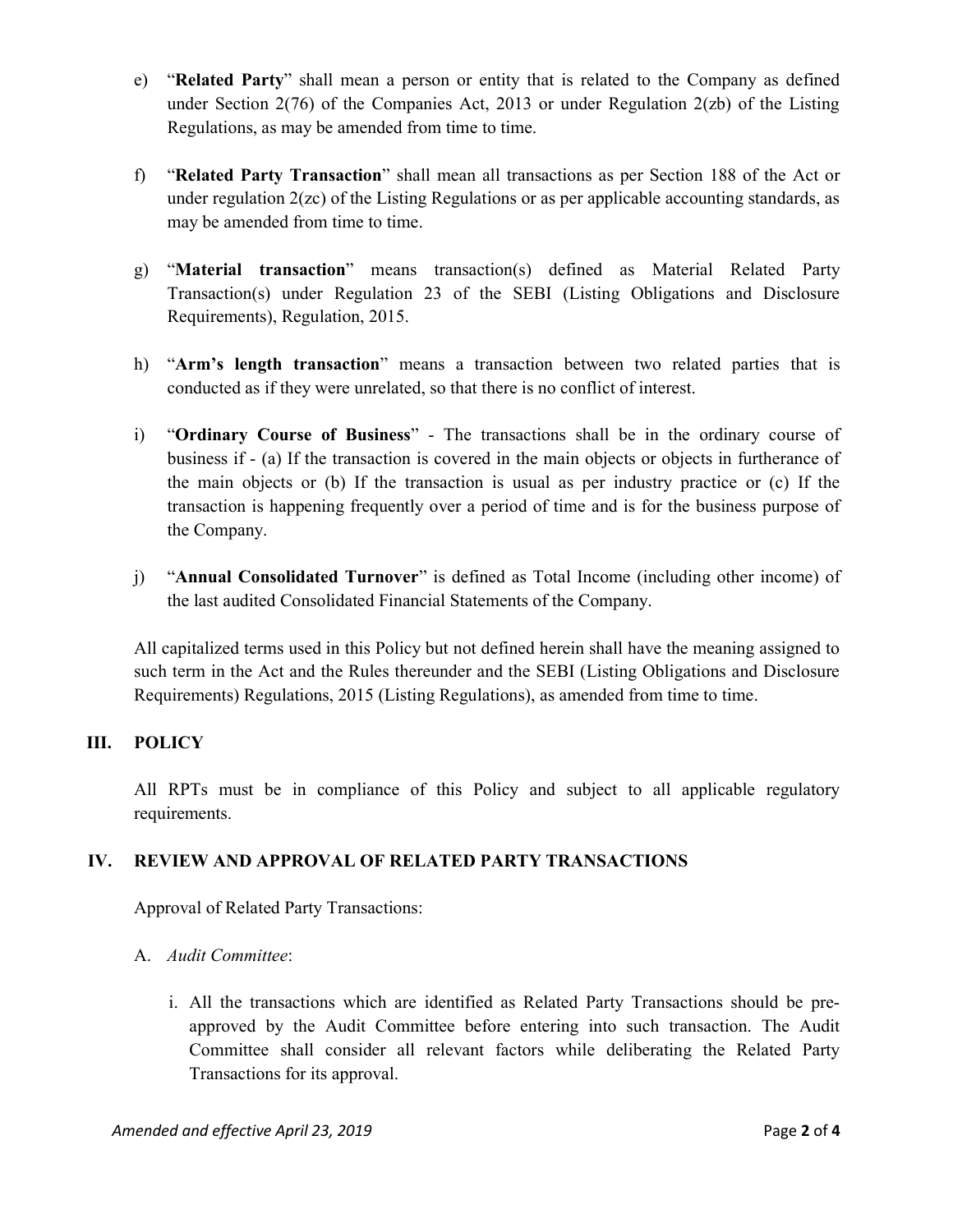e) "**Related Party**" shall mean a person or entity that is related to the Company as defined under Section 2(76) of the Companies Act, 2013 or under Regulation 2(zb) of the Listing Regulations, as may be amended from time to time.

f) "**Related Party Transaction**" shall mean all transactions as per Section 188 of the Act or under regulation 2(zc) of the Listing Regulations or as per applicable accounting standards, as may be amended from time to time.

g) "**Material transaction**" means transaction(s) defined as Material Related Party Transaction(s) under Regulation 23 of the SEBI (Listing Obligations and Disclosure Requirements), Regulation, 2015.

h) "**Arm's length transaction**" means a transaction between two related parties that is conducted as if they were unrelated, so that there is no conflict of interest.

i) "**Ordinary Course of Business**" - The transactions shall be in the ordinary course of business if - (a) If the transaction is covered in the main objects or objects in furtherance of the main objects or (b) If the transaction is usual as per industry practice or (c) If the transaction is happening frequently over a period of time and is for the business purpose of the Company.

j) "**Annual Consolidated Turnover**" is defined as Total Income (including other income) of the last audited Consolidated Financial Statements of the Company.

All capitalized terms used in this Policy but not defined herein shall have the meaning assigned to such term in the Act and the Rules thereunder and the SEBI (Listing Obligations and Disclosure Requirements) Regulations, 2015 (Listing Regulations), as amended from time to time.

## III. POLICY

All RPTs must be in compliance of this Policy and subject to all applicable regulatory requirements.

## IV. REVIEW AND APPROVAL OF RELATED PARTY TRANSACTIONS

Approval of Related Party Transactions:

A. *Audit Committee*:

i. All the transactions which are identified as Related Party Transactions should be pre-approved by the Audit Committee before entering into such transaction. The Audit Committee shall consider all relevant factors while deliberating the Related Party Transactions for its approval.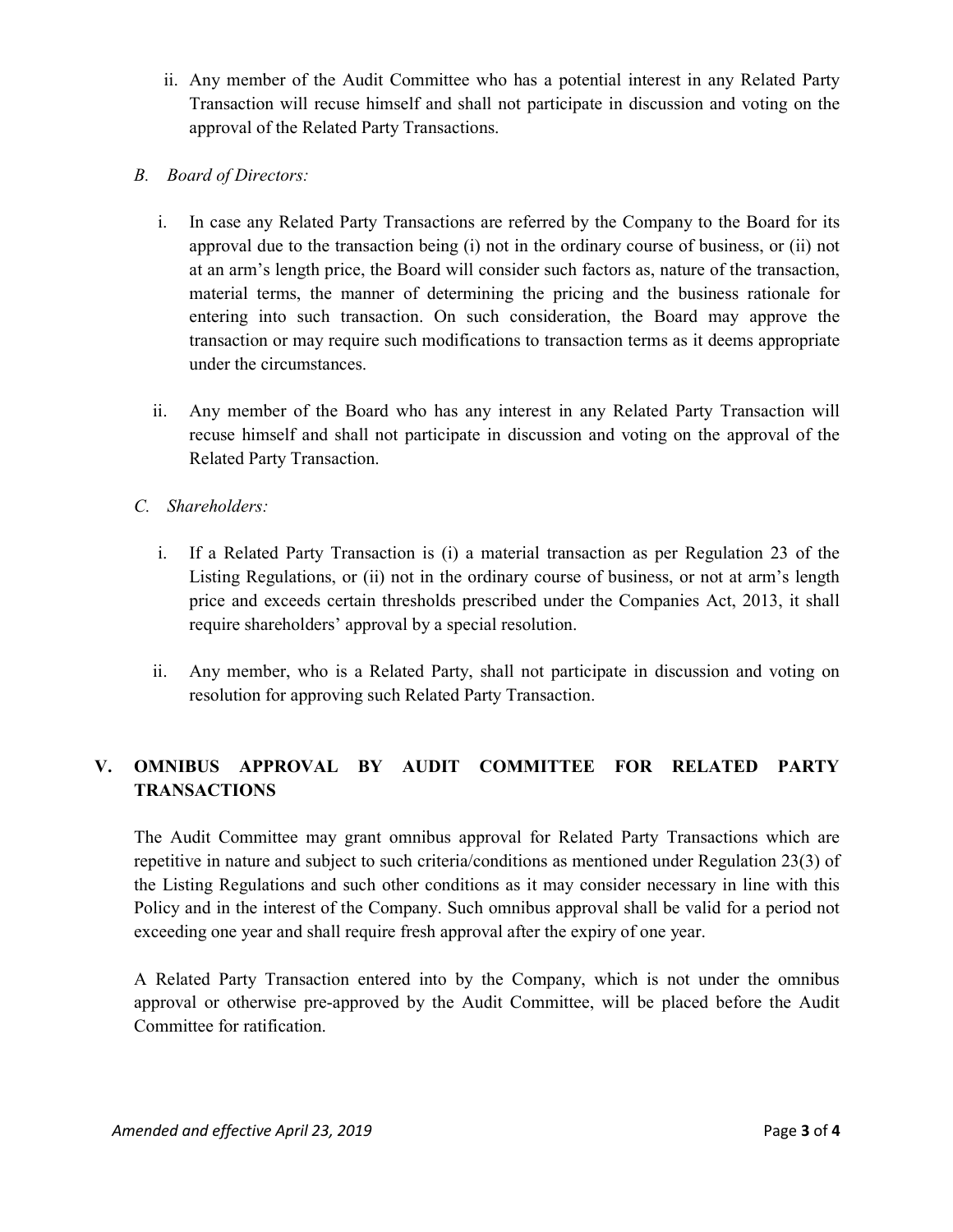ii. Any member of the Audit Committee who has a potential interest in any Related Party Transaction will recuse himself and shall not participate in discussion and voting on the approval of the Related Party Transactions.

*B. Board of Directors:*

i. In case any Related Party Transactions are referred by the Company to the Board for its approval due to the transaction being (i) not in the ordinary course of business, or (ii) not at an arm's length price, the Board will consider such factors as, nature of the transaction, material terms, the manner of determining the pricing and the business rationale for entering into such transaction. On such consideration, the Board may approve the transaction or may require such modifications to transaction terms as it deems appropriate under the circumstances.

ii. Any member of the Board who has any interest in any Related Party Transaction will recuse himself and shall not participate in discussion and voting on the approval of the Related Party Transaction.

*C. Shareholders:*

i. If a Related Party Transaction is (i) a material transaction as per Regulation 23 of the Listing Regulations, or (ii) not in the ordinary course of business, or not at arm's length price and exceeds certain thresholds prescribed under the Companies Act, 2013, it shall require shareholders' approval by a special resolution.

ii. Any member, who is a Related Party, shall not participate in discussion and voting on resolution for approving such Related Party Transaction.

## V. OMNIBUS APPROVAL BY AUDIT COMMITTEE FOR RELATED PARTY TRANSACTIONS

The Audit Committee may grant omnibus approval for Related Party Transactions which are repetitive in nature and subject to such criteria/conditions as mentioned under Regulation 23(3) of the Listing Regulations and such other conditions as it may consider necessary in line with this Policy and in the interest of the Company. Such omnibus approval shall be valid for a period not exceeding one year and shall require fresh approval after the expiry of one year.

A Related Party Transaction entered into by the Company, which is not under the omnibus approval or otherwise pre-approved by the Audit Committee, will be placed before the Audit Committee for ratification.

*Amended and effective April 23, 2019*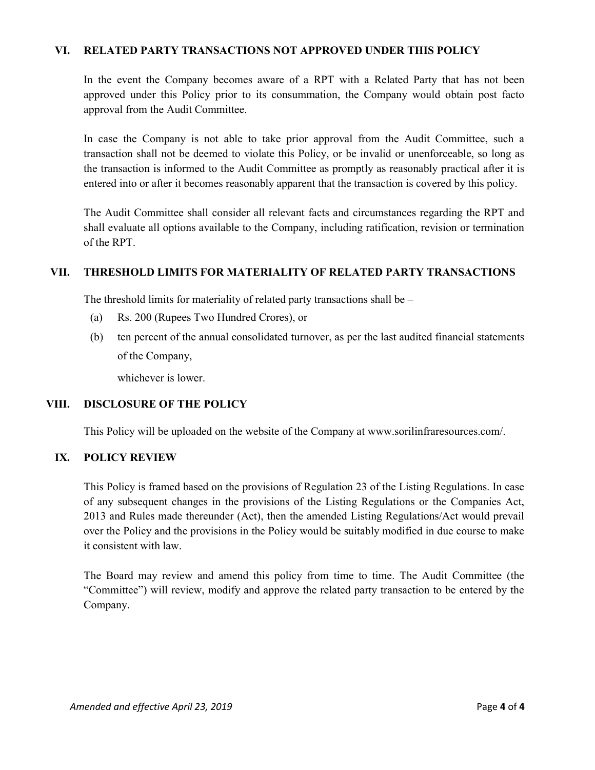## VI. RELATED PARTY TRANSACTIONS NOT APPROVED UNDER THIS POLICY

In the event the Company becomes aware of a RPT with a Related Party that has not been approved under this Policy prior to its consummation, the Company would obtain post facto approval from the Audit Committee.

In case the Company is not able to take prior approval from the Audit Committee, such a transaction shall not be deemed to violate this Policy, or be invalid or unenforceable, so long as the transaction is informed to the Audit Committee as promptly as reasonably practical after it is entered into or after it becomes reasonably apparent that the transaction is covered by this policy.

The Audit Committee shall consider all relevant facts and circumstances regarding the RPT and shall evaluate all options available to the Company, including ratification, revision or termination of the RPT.

## VII. THRESHOLD LIMITS FOR MATERIALITY OF RELATED PARTY TRANSACTIONS

The threshold limits for materiality of related party transactions shall be –

(a) Rs. 200 (Rupees Two Hundred Crores), or

(b) ten percent of the annual consolidated turnover, as per the last audited financial statements of the Company,

whichever is lower.

## VIII. DISCLOSURE OF THE POLICY

This Policy will be uploaded on the website of the Company at www.sorilinfraresources.com/.

## IX. POLICY REVIEW

This Policy is framed based on the provisions of Regulation 23 of the Listing Regulations. In case of any subsequent changes in the provisions of the Listing Regulations or the Companies Act, 2013 and Rules made thereunder (Act), then the amended Listing Regulations/Act would prevail over the Policy and the provisions in the Policy would be suitably modified in due course to make it consistent with law.

The Board may review and amend this policy from time to time. The Audit Committee (the "Committee") will review, modify and approve the related party transaction to be entered by the Company.